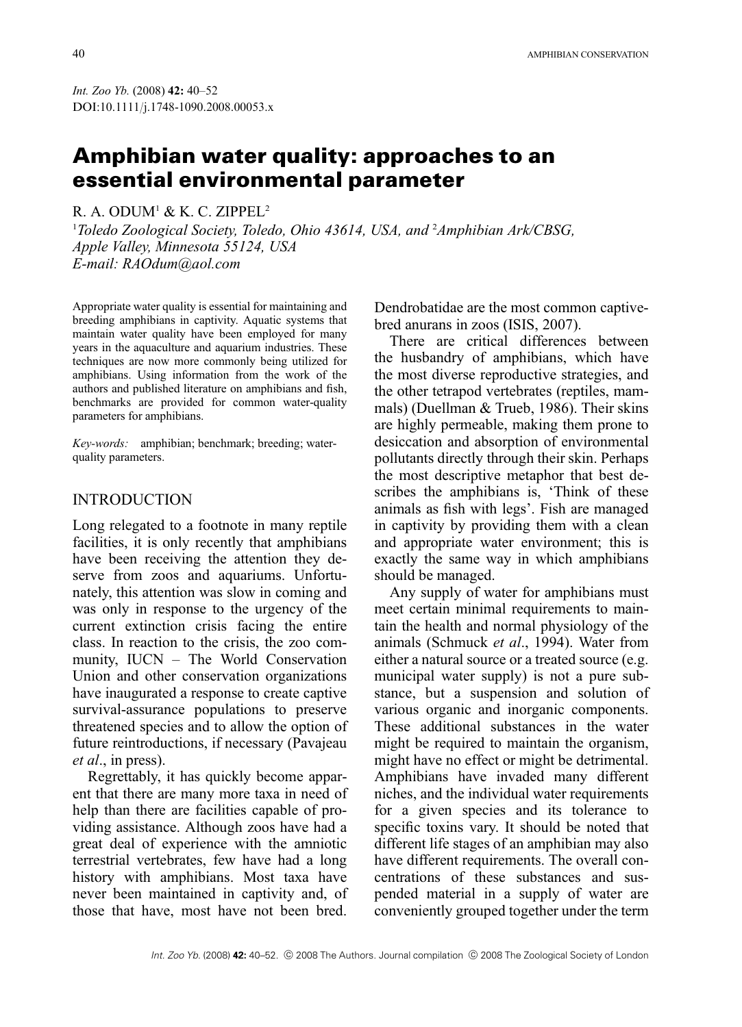*Int. Zoo Yb.* (2008) **42:** 40–52
DOI:10.1111/j.1748-1090.2008.00053.x

# Amphibian water quality: approaches to an essential environmental parameter

R. A. ODUM[1] & K. C. ZIPPEL[2]

[1]*Toledo Zoological Society, Toledo, Ohio 43614, USA, and* [2]*Amphibian Ark/CBSG, Apple Valley, Minnesota 55124, USA*
*E-mail: RAOdum@aol.com*

Appropriate water quality is essential for maintaining and breeding amphibians in captivity. Aquatic systems that maintain water quality have been employed for many years in the aquaculture and aquarium industries. These techniques are now more commonly being utilized for amphibians. Using information from the work of the authors and published literature on amphibians and fish, benchmarks are provided for common water-quality parameters for amphibians.

*Key-words:* amphibian; benchmark; breeding; water-quality parameters.

## INTRODUCTION

Long relegated to a footnote in many reptile facilities, it is only recently that amphibians have been receiving the attention they deserve from zoos and aquariums. Unfortunately, this attention was slow in coming and was only in response to the urgency of the current extinction crisis facing the entire class. In reaction to the crisis, the zoo community, IUCN – The World Conservation Union and other conservation organizations have inaugurated a response to create captive survival-assurance populations to preserve threatened species and to allow the option of future reintroductions, if necessary (Pavajeau *et al*., in press).

Regrettably, it has quickly become apparent that there are many more taxa in need of help than there are facilities capable of providing assistance. Although zoos have had a great deal of experience with the amniotic terrestrial vertebrates, few have had a long history with amphibians. Most taxa have never been maintained in captivity and, of those that have, most have not been bred. Dendrobatidae are the most common captive-bred anurans in zoos (ISIS, 2007).

There are critical differences between the husbandry of amphibians, which have the most diverse reproductive strategies, and the other tetrapod vertebrates (reptiles, mammals) (Duellman & Trueb, 1986). Their skins are highly permeable, making them prone to desiccation and absorption of environmental pollutants directly through their skin. Perhaps the most descriptive metaphor that best describes the amphibians is, 'Think of these animals as fish with legs'. Fish are managed in captivity by providing them with a clean and appropriate water environment; this is exactly the same way in which amphibians should be managed.

Any supply of water for amphibians must meet certain minimal requirements to maintain the health and normal physiology of the animals (Schmuck *et al*., 1994). Water from either a natural source or a treated source (e.g. municipal water supply) is not a pure substance, but a suspension and solution of various organic and inorganic components. These additional substances in the water might be required to maintain the organism, might have no effect or might be detrimental. Amphibians have invaded many different niches, and the individual water requirements for a given species and its tolerance to specific toxins vary. It should be noted that different life stages of an amphibian may also have different requirements. The overall concentrations of these substances and suspended material in a supply of water are conveniently grouped together under the term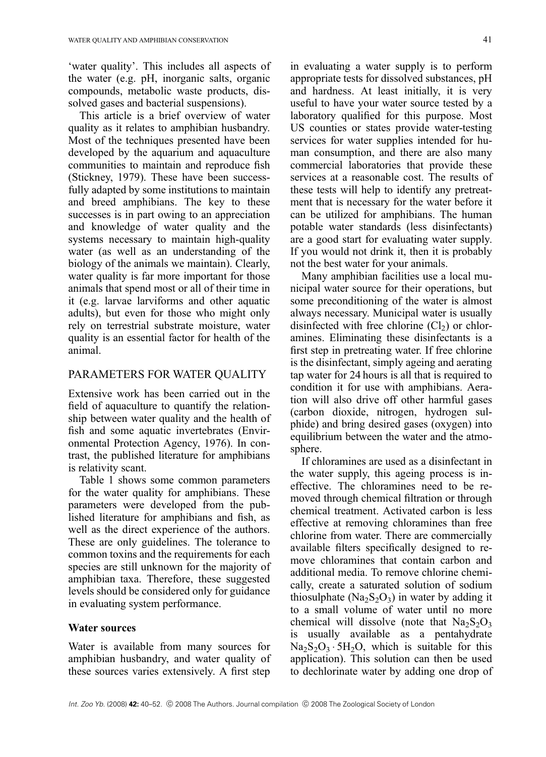'water quality'. This includes all aspects of the water (e.g. pH, inorganic salts, organic compounds, metabolic waste products, dissolved gases and bacterial suspensions).

This article is a brief overview of water quality as it relates to amphibian husbandry. Most of the techniques presented have been developed by the aquarium and aquaculture communities to maintain and reproduce fish (Stickney, 1979). These have been successfully adapted by some institutions to maintain and breed amphibians. The key to these successes is in part owing to an appreciation and knowledge of water quality and the systems necessary to maintain high-quality water (as well as an understanding of the biology of the animals we maintain). Clearly, water quality is far more important for those animals that spend most or all of their time in it (e.g. larvae larviforms and other aquatic adults), but even for those who might only rely on terrestrial substrate moisture, water quality is an essential factor for health of the animal.

## PARAMETERS FOR WATER QUALITY

Extensive work has been carried out in the field of aquaculture to quantify the relationship between water quality and the health of fish and some aquatic invertebrates (Environmental Protection Agency, 1976). In contrast, the published literature for amphibians is relativity scant.

Table 1 shows some common parameters for the water quality for amphibians. These parameters were developed from the published literature for amphibians and fish, as well as the direct experience of the authors. These are only guidelines. The tolerance to common toxins and the requirements for each species are still unknown for the majority of amphibian taxa. Therefore, these suggested levels should be considered only for guidance in evaluating system performance.

### Water sources

Water is available from many sources for amphibian husbandry, and water quality of these sources varies extensively. A first step in evaluating a water supply is to perform appropriate tests for dissolved substances, pH and hardness. At least initially, it is very useful to have your water source tested by a laboratory qualified for this purpose. Most US counties or states provide water-testing services for water supplies intended for human consumption, and there are also many commercial laboratories that provide these services at a reasonable cost. The results of these tests will help to identify any pretreatment that is necessary for the water before it can be utilized for amphibians. The human potable water standards (less disinfectants) are a good start for evaluating water supply. If you would not drink it, then it is probably not the best water for your animals.

Many amphibian facilities use a local municipal water source for their operations, but some preconditioning of the water is almost always necessary. Municipal water is usually disinfected with free chlorine ($Cl_2$) or chloramines. Eliminating these disinfectants is a first step in pretreating water. If free chlorine is the disinfectant, simply ageing and aerating tap water for 24 hours is all that is required to condition it for use with amphibians. Aeration will also drive off other harmful gases (carbon dioxide, nitrogen, hydrogen sulphide) and bring desired gases (oxygen) into equilibrium between the water and the atmosphere.

If chloramines are used as a disinfectant in the water supply, this ageing process is ineffective. The chloramines need to be removed through chemical filtration or through chemical treatment. Activated carbon is less effective at removing chloramines than free chlorine from water. There are commercially available filters specifically designed to remove chloramines that contain carbon and additional media. To remove chlorine chemically, create a saturated solution of sodium thiosulphate ($Na_2S_2O_3$) in water by adding it to a small volume of water until no more chemical will dissolve (note that $Na_2S_2O_3$ is usually available as a pentahydrate $Na_2S_2O_3 \cdot 5H_2O$, which is suitable for this application). This solution can then be used to dechlorinate water by adding one drop of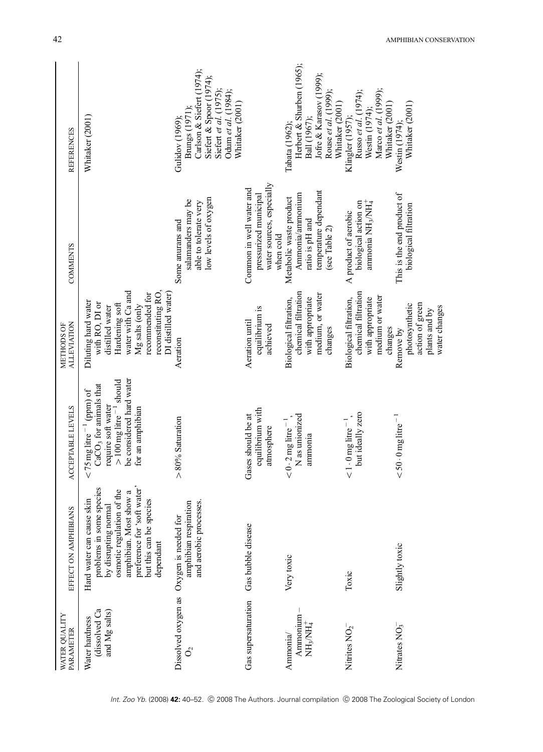| WATER QUALITY PARAMETER | EFFECT ON AMPHIBIANS | ACCEPTABLE LEVELS | METHODS OF ALLEVIATION | COMMENTS | REFERENCES |
|---|---|---|---|---|---|
| Water hardness (dissolved Ca and Mg salts) | Hard water can cause skin problems in some species by disrupting normal osmotic regulation of the amphibian. Most show a preference for 'soft water' but this can be species dependant | $<75$ mg litre$^{-1}$ (ppm) of $CaCO_3$ for animals that require soft water $>100$ mg litre$^{-1}$ should be considered hard water for an amphibian | Diluting hard water with RO, DI or distilled water Hardening soft water with Ca and Mg salts (only recommended for reconstituting RO, DI distilled water) | | Whitaker (2001) |
| Dissolved oxygen as $O_2$ | Oxygen is needed for amphibian respiration and aerobic processes. | $>80$% Saturation | Aeration | Some anurans and salamanders may be able to tolerate very low levels of oxygen | Gulidov (1969); Brungs (1971); Carlson & Siefert (1974); Siefert & Spoor (1974); Siefert *et al.* (1975); Odum *et al.* (1984); Whitaker (2001) |
| Gas supersaturation | Gas bubble disease | Gases should be at equilibrium with atmosphere | Aeration until equilibrium is achieved | Common in well water and pressurized municipal water sources, especially when cold | |
| Ammonia/ Ammonium – $NH_3/NH_4^+$ | Very toxic | $<0.2$ mg litre$^{-1}$, N as unionized ammonia | Biological filtration, chemical filtration with appropriate medium, or water changes | Metabolic waste product Ammonia/ammonium ratio is pH and temperature dependant (see Table 2) | Tabata (1962); Herbert & Shurben (1965); Ball (1967); Jofre & Karasov (1999); Rouse *et al.* (1999); Whitaker (2001) |
| Nitrites $NO_2^-$ | Toxic | $<1.0$ mg litre$^{-1}$, but ideally zero | Biological filtration, chemical filtration with appropriate medium or water changes | A product of aerobic biological action on ammonia $NH_3/NH_4^+$ | Klingler (1957); Russo *et al.* (1974); Westin (1974); Marco *et al.* (1999); Whitaker (2001) |
| Nitrates $NO_3^-$ | Slightly toxic | $<50.0$ mg litre$^{-1}$ | Remove by photosynthetic action of green plants and by water changes | This is the end product of biological filtration | Westin (1974); Whitaker (2001) |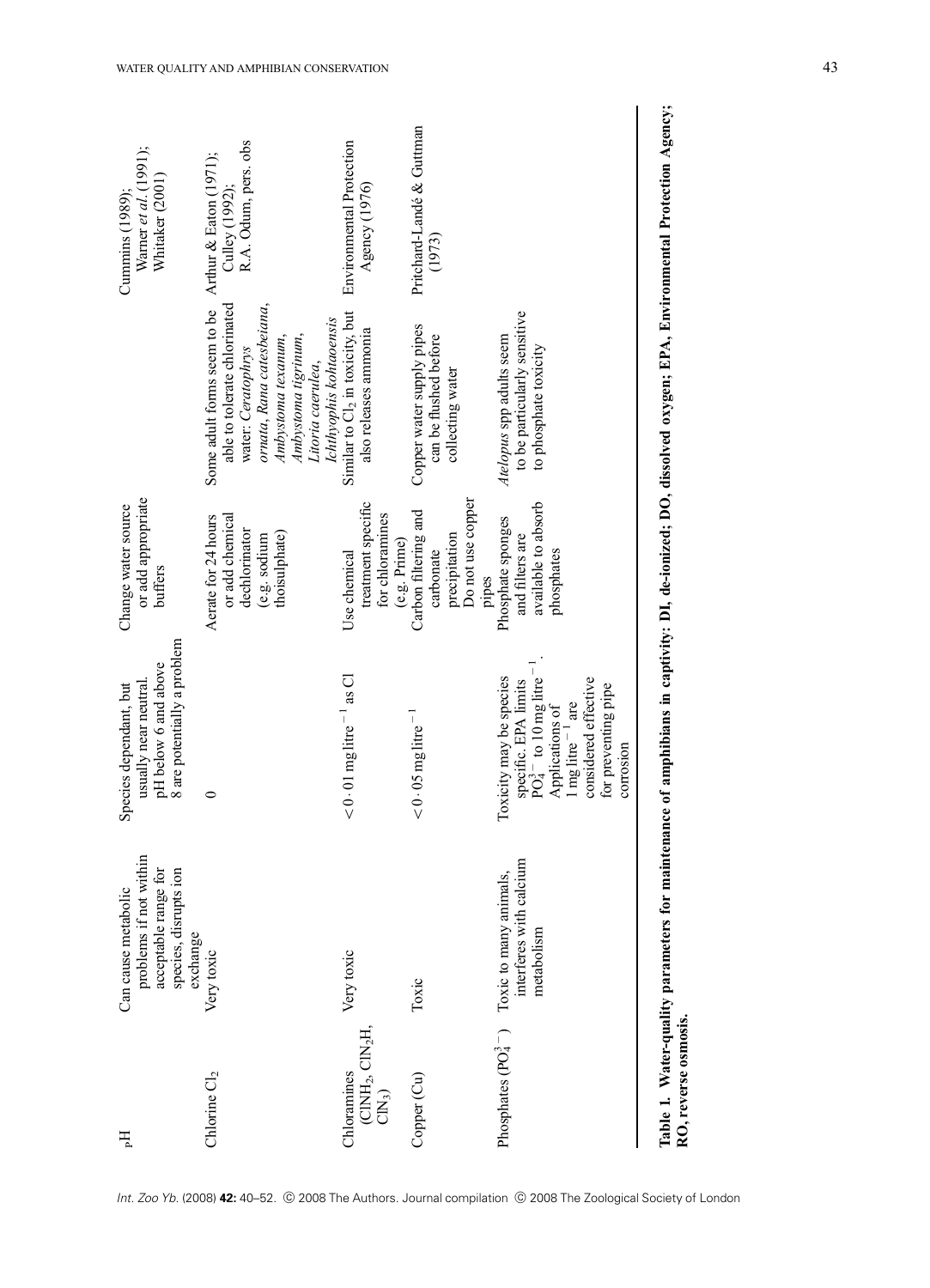| | | | | | |
|---|---|---|---|---|---|
| pH | Can cause metabolic problems if not within acceptable range for species, disrupts ion exchange | Species dependant, but usually near neutral. pH below 6 and above 8 are potentially a problem | Change water source or add appropriate buffers | | Cummins (1989); Warner *et al.* (1991); Whitaker (2001) |
| Chlorine $Cl_2$ | Very toxic | 0 | Aerate for 24 hours or add chemical dechlorinator (e.g. sodium thoisulphate) | Some adult forms seem to be able to tolerate chlorinated water: *Ceratophrys ornata*, *Rana catesbeiana*, *Ambystoma texanum*, *Ambystoma tigrinum*, *Litoria caerulea*, *Ichthyophis kohtaoensis* | Arthur & Eaton (1971); Culley (1992); R.A. Odum, pers. obs |
| Chloramines ($ClNH_2$, $ClN_2H$, $ClN_3$) | Very toxic | $< 0{\cdot}01$ mg litre$^{-1}$ as Cl | Use chemical treatment specific for chloramines (e.g. Prime) | Similar to $Cl_2$ in toxicity, but also releases ammonia | Environmental Protection Agency (1976) |
| Copper (Cu) | Toxic | $< 0{\cdot}05$ mg litre$^{-1}$ | Carbon filtering and carbonate precipitation Do not use copper pipes | Copper water supply pipes can be flushed before collecting water | Pritchard-Landé & Guttman (1973) |
| Phosphates ($PO_4^{3-}$) | Toxic to many animals, interferes with calcium metabolism | Toxicity may be species specific. EPA limits $PO_4^{3-}$ to 10 mg litre$^{-1}$. Applications of 1 mg litre$^{-1}$ are considered effective for preventing pipe corrosion | Phosphate sponges and filters are available to absorb phosphates | *Atelopus* spp adults seem to be particularly sensitive to phosphate toxicity | |

**Table 1. Water-quality parameters for maintenance of amphibians in captivity: DI, de-ionized; DO, dissolved oxygen; EPA, Environmental Protection Agency; RO, reverse osmosis.**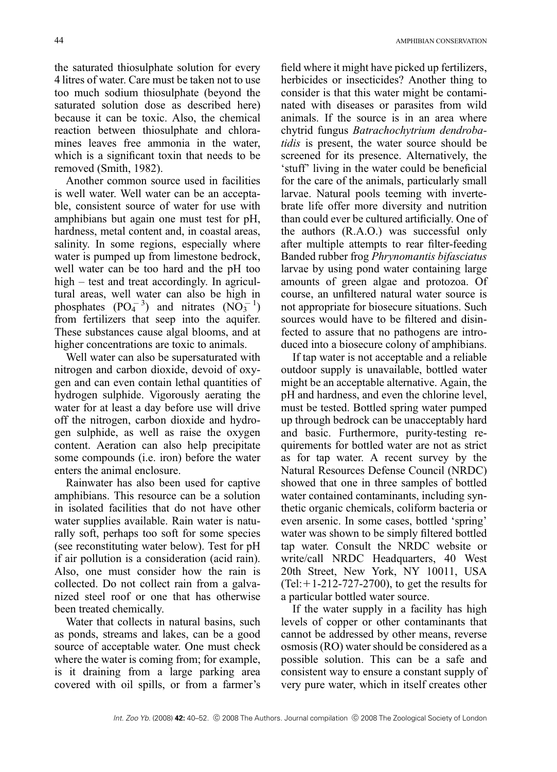the saturated thiosulphate solution for every 4 litres of water. Care must be taken not to use too much sodium thiosulphate (beyond the saturated solution dose as described here) because it can be toxic. Also, the chemical reaction between thiosulphate and chloramines leaves free ammonia in the water, which is a significant toxin that needs to be removed (Smith, 1982).

Another common source used in facilities is well water. Well water can be an acceptable, consistent source of water for use with amphibians but again one must test for pH, hardness, metal content and, in coastal areas, salinity. In some regions, especially where water is pumped up from limestone bedrock, well water can be too hard and the pH too high – test and treat accordingly. In agricultural areas, well water can also be high in phosphates ($PO_4^{-3}$) and nitrates ($NO_3^{-1}$) from fertilizers that seep into the aquifer. These substances cause algal blooms, and at higher concentrations are toxic to animals.

Well water can also be supersaturated with nitrogen and carbon dioxide, devoid of oxygen and can even contain lethal quantities of hydrogen sulphide. Vigorously aerating the water for at least a day before use will drive off the nitrogen, carbon dioxide and hydrogen sulphide, as well as raise the oxygen content. Aeration can also help precipitate some compounds (i.e. iron) before the water enters the animal enclosure.

Rainwater has also been used for captive amphibians. This resource can be a solution in isolated facilities that do not have other water supplies available. Rain water is naturally soft, perhaps too soft for some species (see reconstituting water below). Test for pH if air pollution is a consideration (acid rain). Also, one must consider how the rain is collected. Do not collect rain from a galvanized steel roof or one that has otherwise been treated chemically.

Water that collects in natural basins, such as ponds, streams and lakes, can be a good source of acceptable water. One must check where the water is coming from; for example, is it draining from a large parking area covered with oil spills, or from a farmer's field where it might have picked up fertilizers, herbicides or insecticides? Another thing to consider is that this water might be contaminated with diseases or parasites from wild animals. If the source is in an area where chytrid fungus *Batrachochytrium dendrobatidis* is present, the water source should be screened for its presence. Alternatively, the 'stuff' living in the water could be beneficial for the care of the animals, particularly small larvae. Natural pools teeming with invertebrate life offer more diversity and nutrition than could ever be cultured artificially. One of the authors (R.A.O.) was successful only after multiple attempts to rear filter-feeding Banded rubber frog *Phrynomantis bifasciatus* larvae by using pond water containing large amounts of green algae and protozoa. Of course, an unfiltered natural water source is not appropriate for biosecure situations. Such sources would have to be filtered and disinfected to assure that no pathogens are introduced into a biosecure colony of amphibians.

If tap water is not acceptable and a reliable outdoor supply is unavailable, bottled water might be an acceptable alternative. Again, the pH and hardness, and even the chlorine level, must be tested. Bottled spring water pumped up through bedrock can be unacceptably hard and basic. Furthermore, purity-testing requirements for bottled water are not as strict as for tap water. A recent survey by the Natural Resources Defense Council (NRDC) showed that one in three samples of bottled water contained contaminants, including synthetic organic chemicals, coliform bacteria or even arsenic. In some cases, bottled 'spring' water was shown to be simply filtered bottled tap water. Consult the NRDC website or write/call NRDC Headquarters, 40 West 20th Street, New York, NY 10011, USA (Tel: +1-212-727-2700), to get the results for a particular bottled water source.

If the water supply in a facility has high levels of copper or other contaminants that cannot be addressed by other means, reverse osmosis (RO) water should be considered as a possible solution. This can be a safe and consistent way to ensure a constant supply of very pure water, which in itself creates other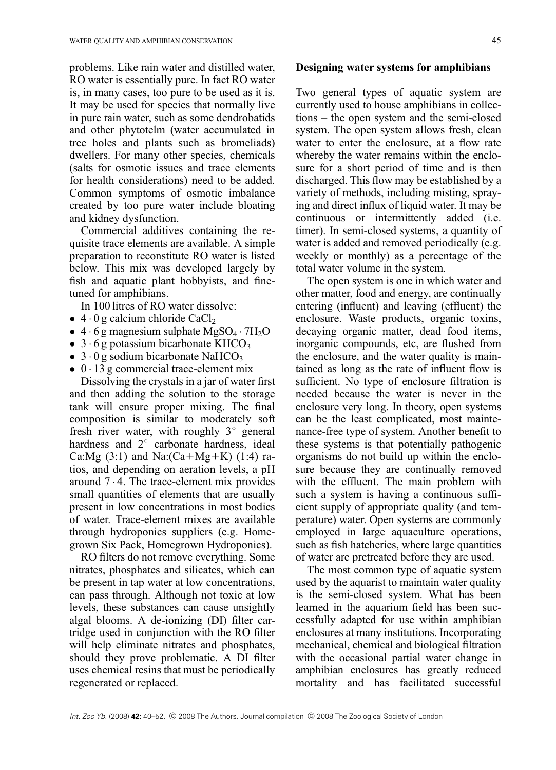problems. Like rain water and distilled water, RO water is essentially pure. In fact RO water is, in many cases, too pure to be used as it is. It may be used for species that normally live in pure rain water, such as some dendrobatids and other phytotelm (water accumulated in tree holes and plants such as bromeliads) dwellers. For many other species, chemicals (salts for osmotic issues and trace elements for health considerations) need to be added. Common symptoms of osmotic imbalance created by too pure water include bloating and kidney dysfunction.

Commercial additives containing the requisite trace elements are available. A simple preparation to reconstitute RO water is listed below. This mix was developed largely by fish and aquatic plant hobbyists, and fine-tuned for amphibians.

In 100 litres of RO water dissolve:

- 4·0 g calcium chloride $CaCl_2$
- 4·6 g magnesium sulphate $MgSO_4 \cdot 7H_2O$
- 3·6 g potassium bicarbonate $KHCO_3$
- 3·0 g sodium bicarbonate $NaHCO_3$
- 0·13 g commercial trace-element mix

Dissolving the crystals in a jar of water first and then adding the solution to the storage tank will ensure proper mixing. The final composition is similar to moderately soft fresh river water, with roughly 3° general hardness and 2° carbonate hardness, ideal Ca:Mg (3:1) and Na:(Ca+Mg+K) (1:4) ratios, and depending on aeration levels, a pH around 7·4. The trace-element mix provides small quantities of elements that are usually present in low concentrations in most bodies of water. Trace-element mixes are available through hydroponics suppliers (e.g. Homegrown Six Pack, Homegrown Hydroponics).

RO filters do not remove everything. Some nitrates, phosphates and silicates, which can be present in tap water at low concentrations, can pass through. Although not toxic at low levels, these substances can cause unsightly algal blooms. A de-ionizing (DI) filter cartridge used in conjunction with the RO filter will help eliminate nitrates and phosphates, should they prove problematic. A DI filter uses chemical resins that must be periodically regenerated or replaced.

## Designing water systems for amphibians

Two general types of aquatic system are currently used to house amphibians in collections – the open system and the semi-closed system. The open system allows fresh, clean water to enter the enclosure, at a flow rate whereby the water remains within the enclosure for a short period of time and is then discharged. This flow may be established by a variety of methods, including misting, spraying and direct influx of liquid water. It may be continuous or intermittently added (i.e. timer). In semi-closed systems, a quantity of water is added and removed periodically (e.g. weekly or monthly) as a percentage of the total water volume in the system.

The open system is one in which water and other matter, food and energy, are continually entering (influent) and leaving (effluent) the enclosure. Waste products, organic toxins, decaying organic matter, dead food items, inorganic compounds, etc, are flushed from the enclosure, and the water quality is maintained as long as the rate of influent flow is sufficient. No type of enclosure filtration is needed because the water is never in the enclosure very long. In theory, open systems can be the least complicated, most maintenance-free type of system. Another benefit to these systems is that potentially pathogenic organisms do not build up within the enclosure because they are continually removed with the effluent. The main problem with such a system is having a continuous sufficient supply of appropriate quality (and temperature) water. Open systems are commonly employed in large aquaculture operations, such as fish hatcheries, where large quantities of water are pretreated before they are used.

The most common type of aquatic system used by the aquarist to maintain water quality is the semi-closed system. What has been learned in the aquarium field has been successfully adapted for use within amphibian enclosures at many institutions. Incorporating mechanical, chemical and biological filtration with the occasional partial water change in amphibian enclosures has greatly reduced mortality and has facilitated successful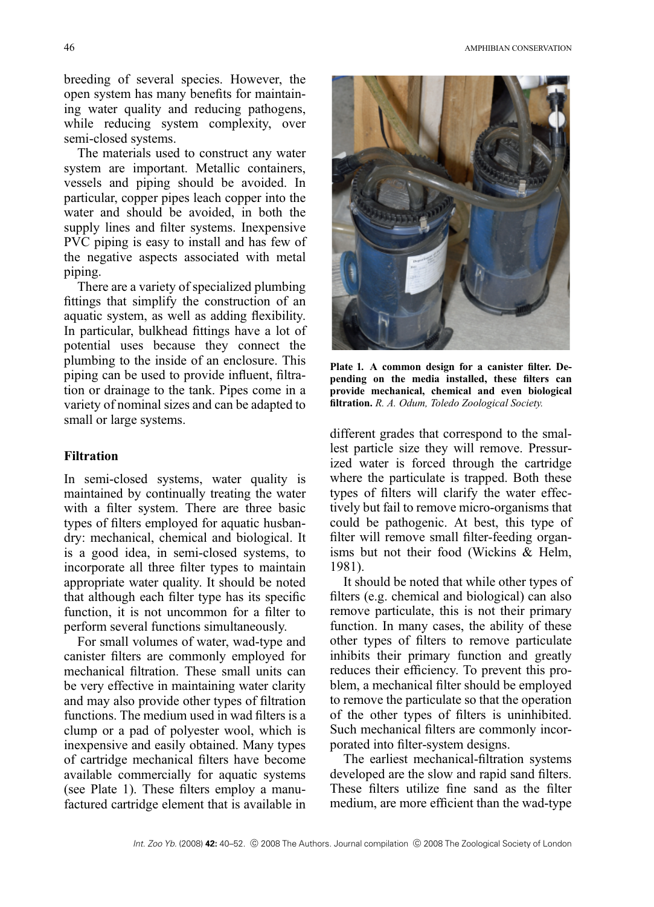breeding of several species. However, the open system has many benefits for maintaining water quality and reducing pathogens, while reducing system complexity, over semi-closed systems.

The materials used to construct any water system are important. Metallic containers, vessels and piping should be avoided. In particular, copper pipes leach copper into the water and should be avoided, in both the supply lines and filter systems. Inexpensive PVC piping is easy to install and has few of the negative aspects associated with metal piping.

There are a variety of specialized plumbing fittings that simplify the construction of an aquatic system, as well as adding flexibility. In particular, bulkhead fittings have a lot of potential uses because they connect the plumbing to the inside of an enclosure. This piping can be used to provide influent, filtration or drainage to the tank. Pipes come in a variety of nominal sizes and can be adapted to small or large systems.

## Filtration

In semi-closed systems, water quality is maintained by continually treating the water with a filter system. There are three basic types of filters employed for aquatic husbandry: mechanical, chemical and biological. It is a good idea, in semi-closed systems, to incorporate all three filter types to maintain appropriate water quality. It should be noted that although each filter type has its specific function, it is not uncommon for a filter to perform several functions simultaneously.

For small volumes of water, wad-type and canister filters are commonly employed for mechanical filtration. These small units can be very effective in maintaining water clarity and may also provide other types of filtration functions. The medium used in wad filters is a clump or a pad of polyester wool, which is inexpensive and easily obtained. Many types of cartridge mechanical filters have become available commercially for aquatic systems (see Plate 1). These filters employ a manufactured cartridge element that is available in different grades that correspond to the smallest particle size they will remove. Pressurized water is forced through the cartridge where the particulate is trapped. Both these types of filters will clarify the water effectively but fail to remove micro-organisms that could be pathogenic. At best, this type of filter will remove small filter-feeding organisms but not their food (Wickins & Helm, 1981).

**Plate 1. A common design for a canister filter. Depending on the media installed, these filters can provide mechanical, chemical and even biological filtration.** *R. A. Odum, Toledo Zoological Society.*

It should be noted that while other types of filters (e.g. chemical and biological) can also remove particulate, this is not their primary function. In many cases, the ability of these other types of filters to remove particulate inhibits their primary function and greatly reduces their efficiency. To prevent this problem, a mechanical filter should be employed to remove the particulate so that the operation of the other types of filters is uninhibited. Such mechanical filters are commonly incorporated into filter-system designs.

The earliest mechanical-filtration systems developed are the slow and rapid sand filters. These filters utilize fine sand as the filter medium, are more efficient than the wad-type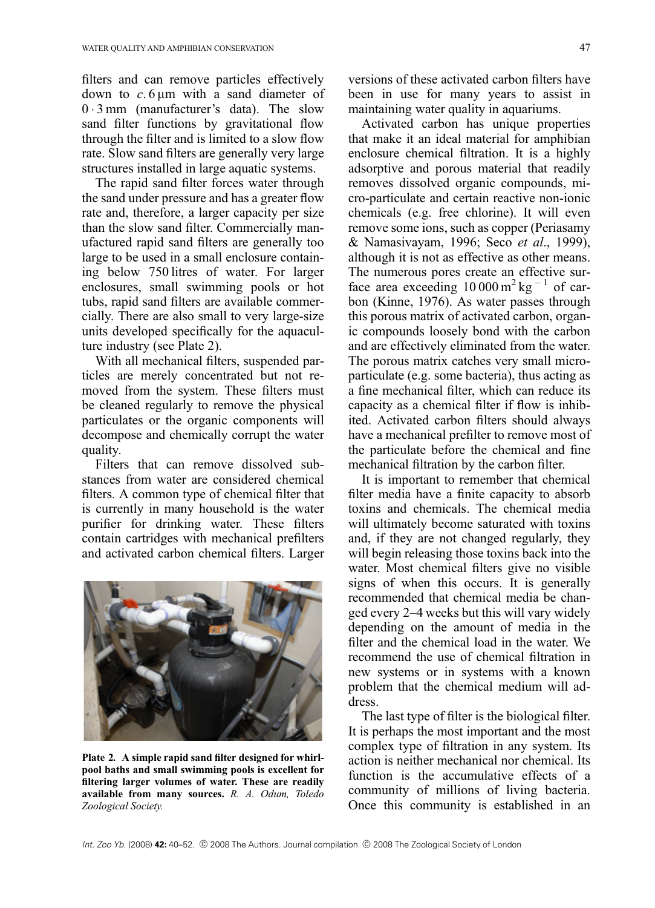filters and can remove particles effectively down to *c*. 6 μm with a sand diameter of 0·3 mm (manufacturer's data). The slow sand filter functions by gravitational flow through the filter and is limited to a slow flow rate. Slow sand filters are generally very large structures installed in large aquatic systems.

The rapid sand filter forces water through the sand under pressure and has a greater flow rate and, therefore, a larger capacity per size than the slow sand filter. Commercially manufactured rapid sand filters are generally too large to be used in a small enclosure containing below 750 litres of water. For larger enclosures, small swimming pools or hot tubs, rapid sand filters are available commercially. There are also small to very large-size units developed specifically for the aquaculture industry (see Plate 2).

With all mechanical filters, suspended particles are merely concentrated but not removed from the system. These filters must be cleaned regularly to remove the physical particulates or the organic components will decompose and chemically corrupt the water quality.

Filters that can remove dissolved substances from water are considered chemical filters. A common type of chemical filter that is currently in many household is the water purifier for drinking water. These filters contain cartridges with mechanical prefilters and activated carbon chemical filters. Larger versions of these activated carbon filters have been in use for many years to assist in maintaining water quality in aquariums.

**Plate 2. A simple rapid sand filter designed for whirlpool baths and small swimming pools is excellent for filtering larger volumes of water. These are readily available from many sources.** *R. A. Odum, Toledo Zoological Society.*

Activated carbon has unique properties that make it an ideal material for amphibian enclosure chemical filtration. It is a highly adsorptive and porous material that readily removes dissolved organic compounds, micro-particulate and certain reactive non-ionic chemicals (e.g. free chlorine). It will even remove some ions, such as copper (Periasamy & Namasivayam, 1996; Seco *et al*., 1999), although it is not as effective as other means. The numerous pores create an effective surface area exceeding 10 000 $m^2 kg^{-1}$ of carbon (Kinne, 1976). As water passes through this porous matrix of activated carbon, organic compounds loosely bond with the carbon and are effectively eliminated from the water. The porous matrix catches very small micro-particulate (e.g. some bacteria), thus acting as a fine mechanical filter, which can reduce its capacity as a chemical filter if flow is inhibited. Activated carbon filters should always have a mechanical prefilter to remove most of the particulate before the chemical and fine mechanical filtration by the carbon filter.

It is important to remember that chemical filter media have a finite capacity to absorb toxins and chemicals. The chemical media will ultimately become saturated with toxins and, if they are not changed regularly, they will begin releasing those toxins back into the water. Most chemical filters give no visible signs of when this occurs. It is generally recommended that chemical media be changed every 2–4 weeks but this will vary widely depending on the amount of media in the filter and the chemical load in the water. We recommend the use of chemical filtration in new systems or in systems with a known problem that the chemical medium will address.

The last type of filter is the biological filter. It is perhaps the most important and the most complex type of filtration in any system. Its action is neither mechanical nor chemical. Its function is the accumulative effects of a community of millions of living bacteria. Once this community is established in an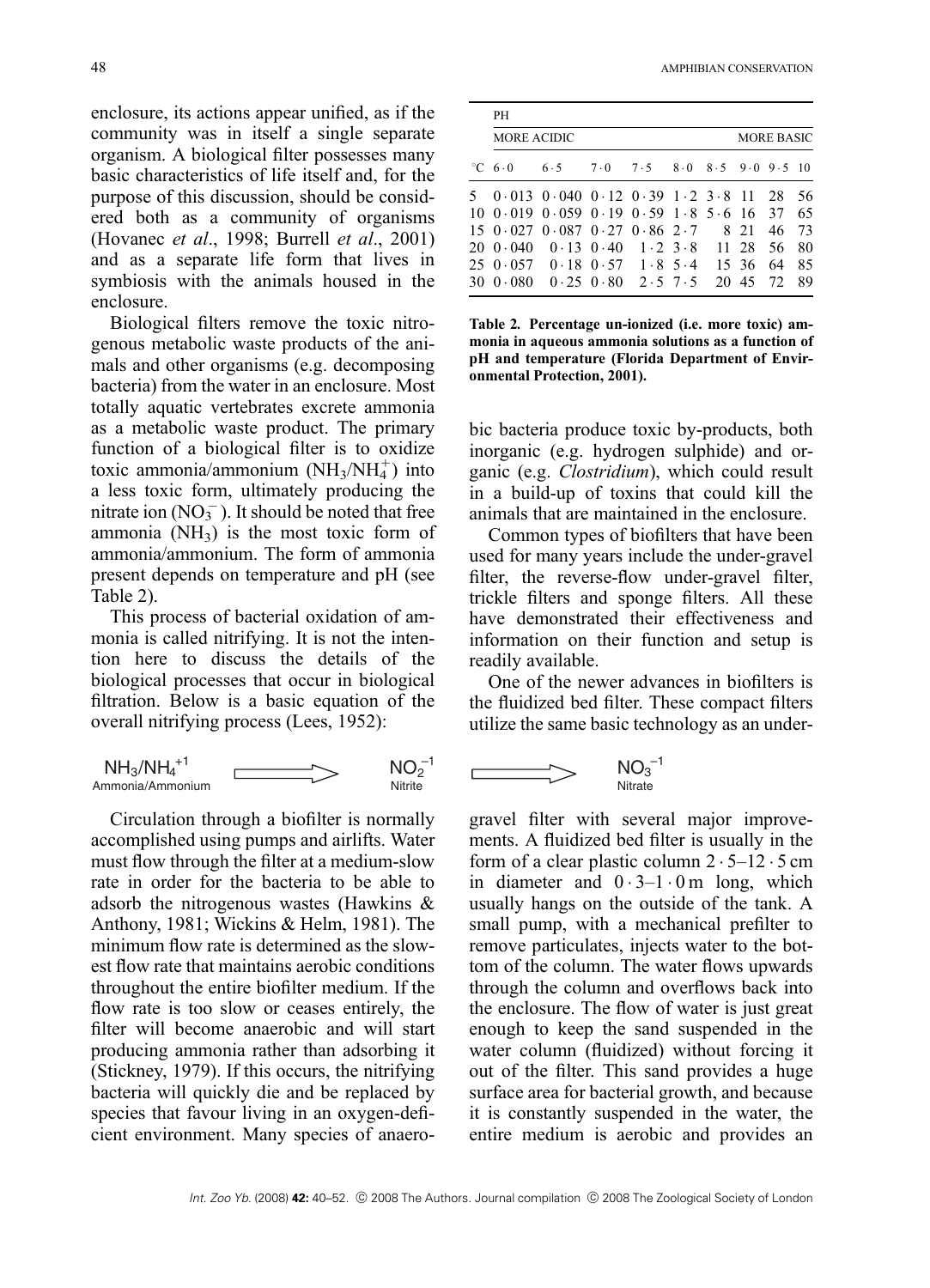enclosure, its actions appear unified, as if the community was in itself a single separate organism. A biological filter possesses many basic characteristics of life itself and, for the purpose of this discussion, should be considered both as a community of organisms (Hovanec *et al*., 1998; Burrell *et al*., 2001) and as a separate life form that lives in symbiosis with the animals housed in the enclosure.

Biological filters remove the toxic nitrogenous metabolic waste products of the animals and other organisms (e.g. decomposing bacteria) from the water in an enclosure. Most totally aquatic vertebrates excrete ammonia as a metabolic waste product. The primary function of a biological filter is to oxidize toxic ammonia/ammonium ($NH_3/NH_4^+$) into a less toxic form, ultimately producing the nitrate ion ($NO_3^-$). It should be noted that free ammonia ($NH_3$) is the most toxic form of ammonia/ammonium. The form of ammonia present depends on temperature and pH (see Table 2).

This process of bacterial oxidation of ammonia is called nitrifying. It is not the intention here to discuss the details of the biological processes that occur in biological filtration. Below is a basic equation of the overall nitrifying process (Lees, 1952):

$$\underset{\text{Ammonia/Ammonium}}{NH_3/NH_4^{+1}} \Longrightarrow \underset{\text{Nitrite}}{NO_2^{-1}} \Longrightarrow \underset{\text{Nitrate}}{NO_3^{-1}}$$

Circulation through a biofilter is normally accomplished using pumps and airlifts. Water must flow through the filter at a medium-slow rate in order for the bacteria to be able to adsorb the nitrogenous wastes (Hawkins & Anthony, 1981; Wickins & Helm, 1981). The minimum flow rate is determined as the slowest flow rate that maintains aerobic conditions throughout the entire biofilter medium. If the flow rate is too slow or ceases entirely, the filter will become anaerobic and will start producing ammonia rather than adsorbing it (Stickney, 1979). If this occurs, the nitrifying bacteria will quickly die and be replaced by species that favour living in an oxygen-deficient environment. Many species of anaerobic bacteria produce toxic by-products, both inorganic (e.g. hydrogen sulphide) and organic (e.g. *Clostridium*), which could result in a build-up of toxins that could kill the animals that are maintained in the enclosure.

| | PH | | | | | | | | |
|---|---|---|---|---|---|---|---|---|---|
| | MORE ACIDIC | | | | | | | | MORE BASIC |
| °C | 6·0 | 6·5 | 7·0 | 7·5 | 8·0 | 8·5 | 9·0 | 9·5 | 10 |
| 5 | 0·013 | 0·040 | 0·12 | 0·39 | 1·2 | 3·8 | 11 | 28 | 56 |
| 10 | 0·019 | 0·059 | 0·19 | 0·59 | 1·8 | 5·6 | 16 | 37 | 65 |
| 15 | 0·027 | 0·087 | 0·27 | 0·86 | 2·7 | 8 | 21 | 46 | 73 |
| 20 | 0·040 | 0·13 | 0·40 | 1·2 | 3·8 | 11 | 28 | 56 | 80 |
| 25 | 0·057 | 0·18 | 0·57 | 1·8 | 5·4 | 15 | 36 | 64 | 85 |
| 30 | 0·080 | 0·25 | 0·80 | 2·5 | 7·5 | 20 | 45 | 72 | 89 |

**Table 2. Percentage un-ionized (i.e. more toxic) ammonia in aqueous ammonia solutions as a function of pH and temperature (Florida Department of Environmental Protection, 2001).**

Common types of biofilters that have been used for many years include the under-gravel filter, the reverse-flow under-gravel filter, trickle filters and sponge filters. All these have demonstrated their effectiveness and information on their function and setup is readily available.

One of the newer advances in biofilters is the fluidized bed filter. These compact filters utilize the same basic technology as an under-gravel filter with several major improvements. A fluidized bed filter is usually in the form of a clear plastic column 2·5–12·5 cm in diameter and 0·3–1·0 m long, which usually hangs on the outside of the tank. A small pump, with a mechanical prefilter to remove particulates, injects water to the bottom of the column. The water flows upwards through the column and overflows back into the enclosure. The flow of water is just great enough to keep the sand suspended in the water column (fluidized) without forcing it out of the filter. This sand provides a huge surface area for bacterial growth, and because it is constantly suspended in the water, the entire medium is aerobic and provides an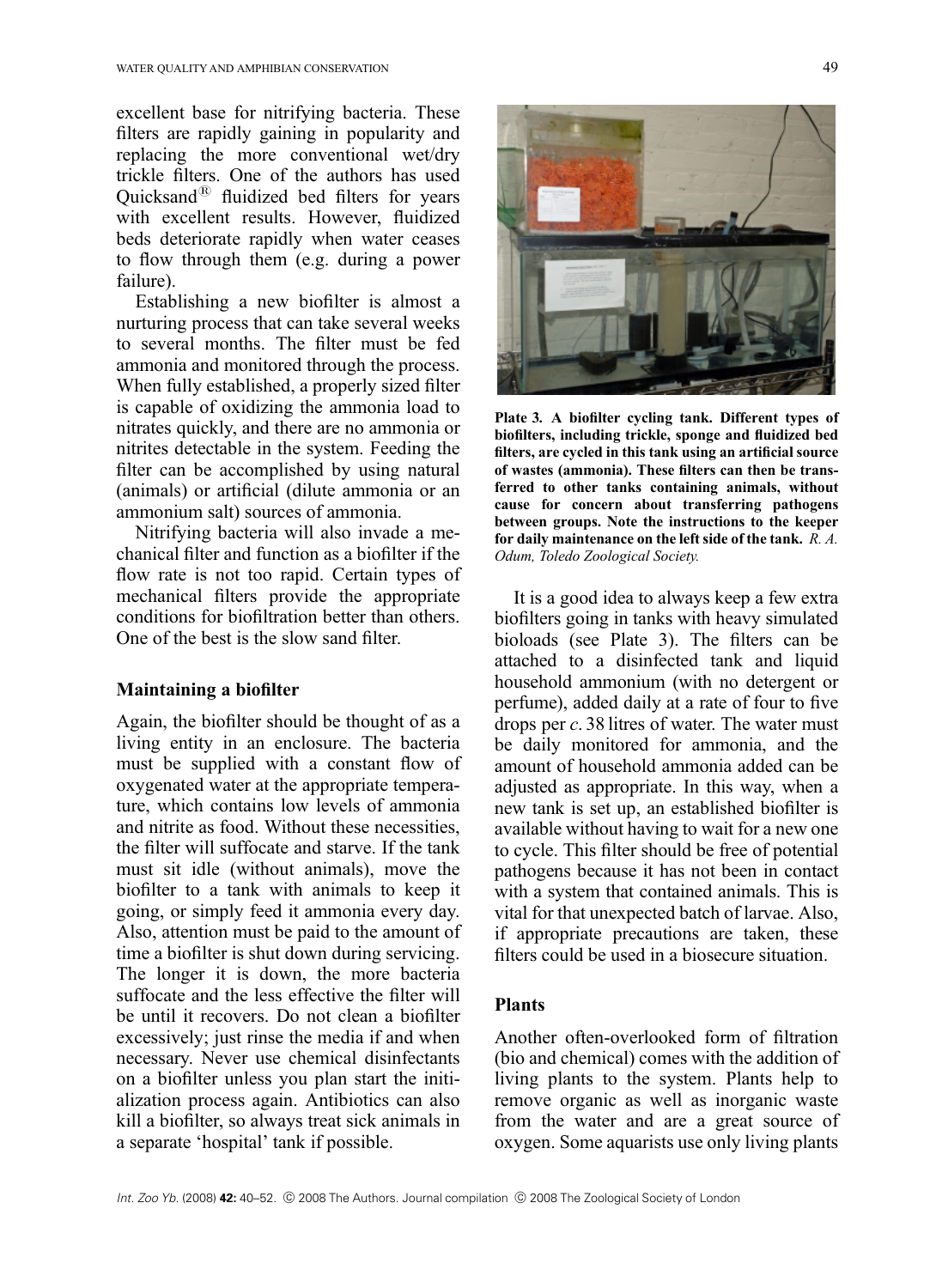excellent base for nitrifying bacteria. These filters are rapidly gaining in popularity and replacing the more conventional wet/dry trickle filters. One of the authors has used Quicksand® fluidized bed filters for years with excellent results. However, fluidized beds deteriorate rapidly when water ceases to flow through them (e.g. during a power failure).

Establishing a new biofilter is almost a nurturing process that can take several weeks to several months. The filter must be fed ammonia and monitored through the process. When fully established, a properly sized filter is capable of oxidizing the ammonia load to nitrates quickly, and there are no ammonia or nitrites detectable in the system. Feeding the filter can be accomplished by using natural (animals) or artificial (dilute ammonia or an ammonium salt) sources of ammonia.

Nitrifying bacteria will also invade a mechanical filter and function as a biofilter if the flow rate is not too rapid. Certain types of mechanical filters provide the appropriate conditions for biofiltration better than others. One of the best is the slow sand filter.

### Maintaining a biofilter

Again, the biofilter should be thought of as a living entity in an enclosure. The bacteria must be supplied with a constant flow of oxygenated water at the appropriate temperature, which contains low levels of ammonia and nitrite as food. Without these necessities, the filter will suffocate and starve. If the tank must sit idle (without animals), move the biofilter to a tank with animals to keep it going, or simply feed it ammonia every day. Also, attention must be paid to the amount of time a biofilter is shut down during servicing. The longer it is down, the more bacteria suffocate and the less effective the filter will be until it recovers. Do not clean a biofilter excessively; just rinse the media if and when necessary. Never use chemical disinfectants on a biofilter unless you plan start the initialization process again. Antibiotics can also kill a biofilter, so always treat sick animals in a separate 'hospital' tank if possible.

**Plate 3. A biofilter cycling tank. Different types of biofilters, including trickle, sponge and fluidized bed filters, are cycled in this tank using an artificial source of wastes (ammonia). These filters can then be transferred to other tanks containing animals, without cause for concern about transferring pathogens between groups. Note the instructions to the keeper for daily maintenance on the left side of the tank.** *R. A. Odum, Toledo Zoological Society.*

It is a good idea to always keep a few extra biofilters going in tanks with heavy simulated bioloads (see Plate 3). The filters can be attached to a disinfected tank and liquid household ammonium (with no detergent or perfume), added daily at a rate of four to five drops per *c*. 38 litres of water. The water must be daily monitored for ammonia, and the amount of household ammonia added can be adjusted as appropriate. In this way, when a new tank is set up, an established biofilter is available without having to wait for a new one to cycle. This filter should be free of potential pathogens because it has not been in contact with a system that contained animals. This is vital for that unexpected batch of larvae. Also, if appropriate precautions are taken, these filters could be used in a biosecure situation.

### Plants

Another often-overlooked form of filtration (bio and chemical) comes with the addition of living plants to the system. Plants help to remove organic as well as inorganic waste from the water and are a great source of oxygen. Some aquarists use only living plants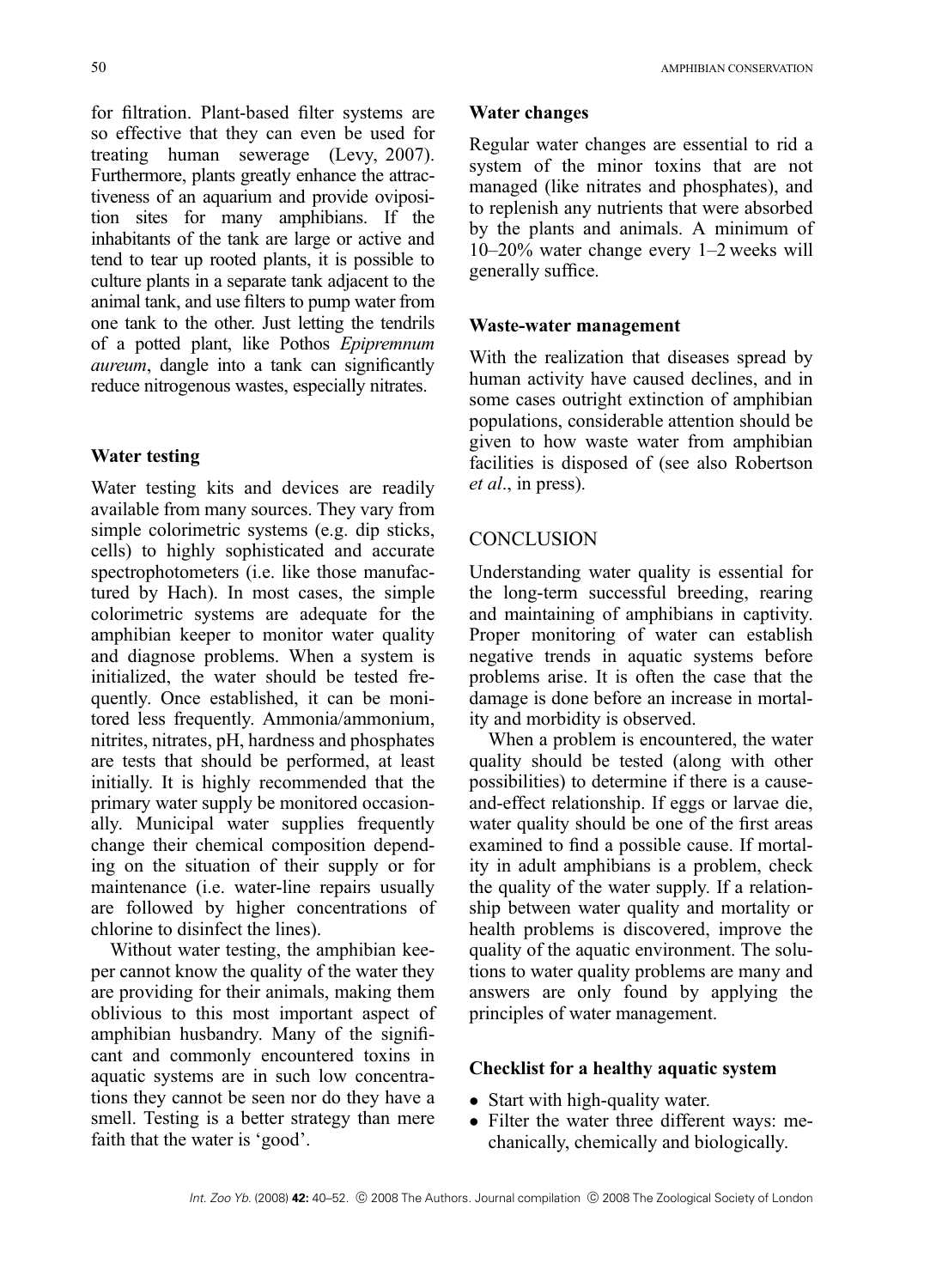for filtration. Plant-based filter systems are so effective that they can even be used for treating human sewerage (Levy, 2007). Furthermore, plants greatly enhance the attractiveness of an aquarium and provide oviposition sites for many amphibians. If the inhabitants of the tank are large or active and tend to tear up rooted plants, it is possible to culture plants in a separate tank adjacent to the animal tank, and use filters to pump water from one tank to the other. Just letting the tendrils of a potted plant, like Pothos *Epipremnum aureum*, dangle into a tank can significantly reduce nitrogenous wastes, especially nitrates.

### Water testing

Water testing kits and devices are readily available from many sources. They vary from simple colorimetric systems (e.g. dip sticks, cells) to highly sophisticated and accurate spectrophotometers (i.e. like those manufactured by Hach). In most cases, the simple colorimetric systems are adequate for the amphibian keeper to monitor water quality and diagnose problems. When a system is initialized, the water should be tested frequently. Once established, it can be monitored less frequently. Ammonia/ammonium, nitrites, nitrates, pH, hardness and phosphates are tests that should be performed, at least initially. It is highly recommended that the primary water supply be monitored occasionally. Municipal water supplies frequently change their chemical composition depending on the situation of their supply or for maintenance (i.e. water-line repairs usually are followed by higher concentrations of chlorine to disinfect the lines).

Without water testing, the amphibian keeper cannot know the quality of the water they are providing for their animals, making them oblivious to this most important aspect of amphibian husbandry. Many of the significant and commonly encountered toxins in aquatic systems are in such low concentrations they cannot be seen nor do they have a smell. Testing is a better strategy than mere faith that the water is 'good'.

### Water changes

Regular water changes are essential to rid a system of the minor toxins that are not managed (like nitrates and phosphates), and to replenish any nutrients that were absorbed by the plants and animals. A minimum of 10–20% water change every 1–2 weeks will generally suffice.

### Waste-water management

With the realization that diseases spread by human activity have caused declines, and in some cases outright extinction of amphibian populations, considerable attention should be given to how waste water from amphibian facilities is disposed of (see also Robertson *et al*., in press).

## CONCLUSION

Understanding water quality is essential for the long-term successful breeding, rearing and maintaining of amphibians in captivity. Proper monitoring of water can establish negative trends in aquatic systems before problems arise. It is often the case that the damage is done before an increase in mortality and morbidity is observed.

When a problem is encountered, the water quality should be tested (along with other possibilities) to determine if there is a cause-and-effect relationship. If eggs or larvae die, water quality should be one of the first areas examined to find a possible cause. If mortality in adult amphibians is a problem, check the quality of the water supply. If a relationship between water quality and mortality or health problems is discovered, improve the quality of the aquatic environment. The solutions to water quality problems are many and answers are only found by applying the principles of water management.

### Checklist for a healthy aquatic system

- Start with high-quality water.
- Filter the water three different ways: mechanically, chemically and biologically.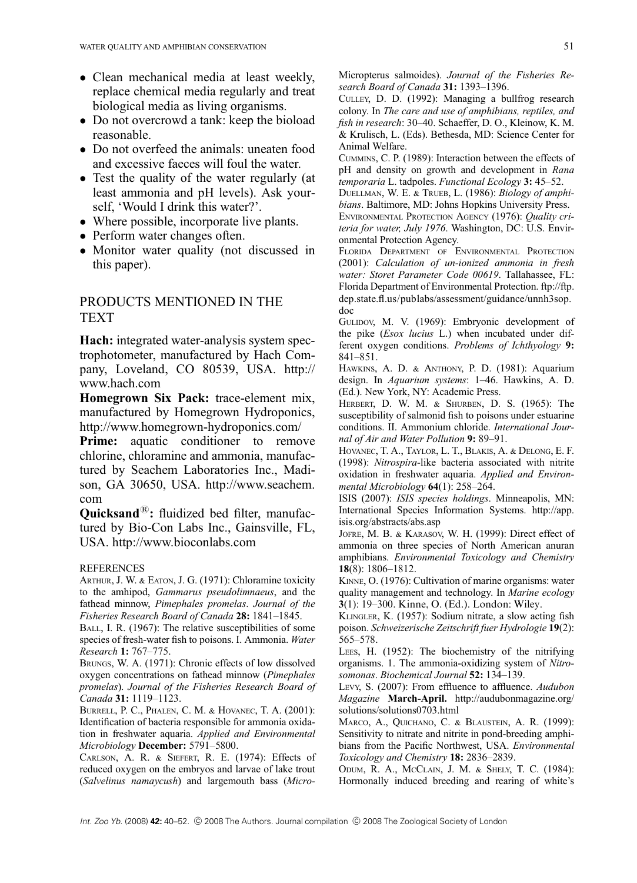- Clean mechanical media at least weekly, replace chemical media regularly and treat biological media as living organisms.
- Do not overcrowd a tank: keep the bioload reasonable.
- Do not overfeed the animals: uneaten food and excessive faeces will foul the water.
- Test the quality of the water regularly (at least ammonia and pH levels). Ask yourself, 'Would I drink this water?'.
- Where possible, incorporate live plants.
- Perform water changes often.
- Monitor water quality (not discussed in this paper).

## PRODUCTS MENTIONED IN THE TEXT

**Hach:** integrated water-analysis system spectrophotometer, manufactured by Hach Company, Loveland, CO 80539, USA. http://www.hach.com

**Homegrown Six Pack:** trace-element mix, manufactured by Homegrown Hydroponics, http://www.homegrown-hydroponics.com/

**Prime:** aquatic conditioner to remove chlorine, chloramine and ammonia, manufactured by Seachem Laboratories Inc., Madison, GA 30650, USA. http://www.seachem.com

**Quicksand®:** fluidized bed filter, manufactured by Bio-Con Labs Inc., Gainsville, FL, USA. http://www.bioconlabs.com

### REFERENCES

Arthur, J. W. & Eaton, J. G. (1971): Chloramine toxicity to the amhipod, *Gammarus pseudolimnaeus*, and the fathead minnow, *Pimephales promelas*. *Journal of the Fisheries Research Board of Canada* **28:** 1841–1845.

Ball, I. R. (1967): The relative susceptibilities of some species of fresh-water fish to poisons. I. Ammonia. *Water Research* **1:** 767–775.

Brungs, W. A. (1971): Chronic effects of low dissolved oxygen concentrations on fathead minnow (*Pimephales promelas*). *Journal of the Fisheries Research Board of Canada* **31:** 1119–1123.

Burrell, P. C., Phalen, C. M. & Hovanec, T. A. (2001): Identification of bacteria responsible for ammonia oxidation in freshwater aquaria. *Applied and Environmental Microbiology* **December:** 5791–5800.

Carlson, A. R. & Siefert, R. E. (1974): Effects of reduced oxygen on the embryos and larvae of lake trout (*Salvelinus namaycush*) and largemouth bass (*Micropterus salmoides*). *Journal of the Fisheries Research Board of Canada* **31:** 1393–1396.

Culley, D. D. (1992): Managing a bullfrog research colony. In *The care and use of amphibians, reptiles, and fish in research*: 30–40. Schaeffer, D. O., Kleinow, K. M. & Krulisch, L. (Eds). Bethesda, MD: Science Center for Animal Welfare.

Cummins, C. P. (1989): Interaction between the effects of pH and density on growth and development in *Rana temporaria* L. tadpoles. *Functional Ecology* **3:** 45–52.

Duellman, W. E. & Trueb, L. (1986): *Biology of amphibians*. Baltimore, MD: Johns Hopkins University Press.

Environmental Protection Agency (1976): *Quality criteria for water, July 1976*. Washington, DC: U.S. Environmental Protection Agency.

Florida Department of Environmental Protection (2001): *Calculation of un-ionized ammonia in fresh water: Storet Parameter Code 00619*. Tallahassee, FL: Florida Department of Environmental Protection. ftp://ftp.dep.state.fl.us/publabs/assessment/guidance/unnh3sop.doc

Gulidov, M. V. (1969): Embryonic development of the pike (*Esox lucius* L.) when incubated under different oxygen conditions. *Problems of Ichthyology* **9:** 841–851.

Hawkins, A. D. & Anthony, P. D. (1981): Aquarium design. In *Aquarium systems*: 1–46. Hawkins, A. D. (Ed.). New York, NY: Academic Press.

Herbert, D. W. M. & Shurben, D. S. (1965): The susceptibility of salmonid fish to poisons under estuarine conditions. II. Ammonium chloride. *International Journal of Air and Water Pollution* **9:** 89–91.

Hovanec, T. A., Taylor, L. T., Blakis, A. & Delong, E. F. (1998): *Nitrospira*-like bacteria associated with nitrite oxidation in freshwater aquaria. *Applied and Environmental Microbiology* **64**(1): 258–264.

ISIS (2007): *ISIS species holdings*. Minneapolis, MN: International Species Information Systems. http://app.isis.org/abstracts/abs.asp

Jofre, M. B. & Karasov, W. H. (1999): Direct effect of ammonia on three species of North American anuran amphibians. *Environmental Toxicology and Chemistry* **18**(8): 1806–1812.

Kinne, O. (1976): Cultivation of marine organisms: water quality management and technology. In *Marine ecology* **3**(1): 19–300. Kinne, O. (Ed.). London: Wiley.

Klingler, K. (1957): Sodium nitrate, a slow acting fish poison. *Schweizerische Zeitschrift fuer Hydrologie* **19**(2): 565–578.

Lees, H. (1952): The biochemistry of the nitrifying organisms. 1. The ammonia-oxidizing system of *Nitrosomonas*. *Biochemical Journal* **52:** 134–139.

Levy, S. (2007): From effluence to affluence. *Audubon Magazine* **March-April.** http://audubonmagazine.org/solutions/solutions0703.html

Marco, A., Quichano, C. & Blaustein, A. R. (1999): Sensitivity to nitrate and nitrite in pond-breeding amphibians from the Pacific Northwest, USA. *Environmental Toxicology and Chemistry* **18:** 2836–2839.

Odum, R. A., McClain, J. M. & Shely, T. C. (1984): Hormonally induced breeding and rearing of white's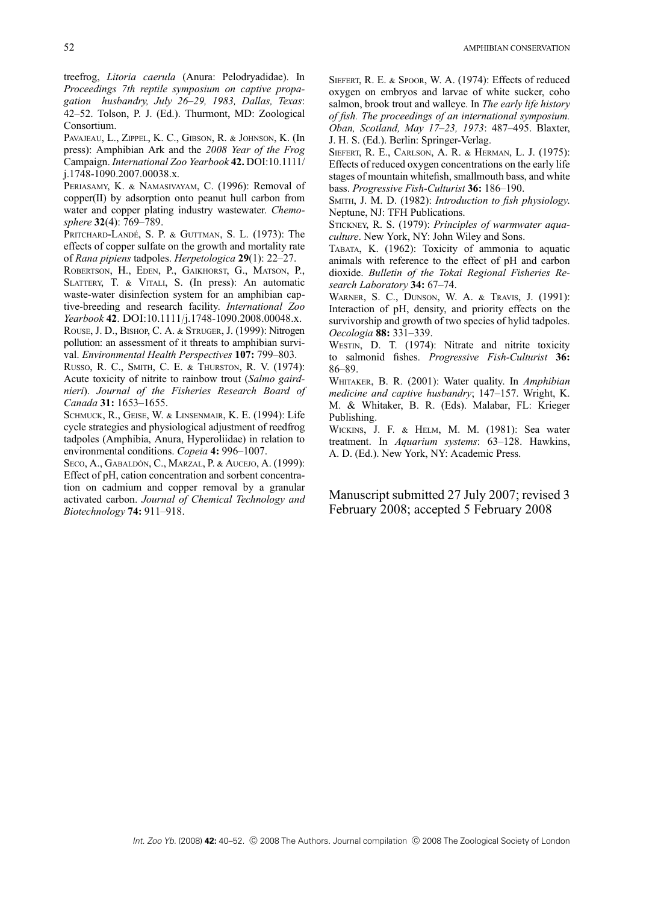treefrog, *Litoria caerula* (Anura: Pelodryadidae). In *Proceedings 7th reptile symposium on captive propagation husbandry, July 26–29, 1983, Dallas, Texas*: 42–52. Tolson, P. J. (Ed.). Thurmont, MD: Zoological Consortium.

Pavajeau, L., Zippel, K. C., Gibson, R. & Johnson, K. (In press): Amphibian Ark and the *2008 Year of the Frog* Campaign. *International Zoo Yearbook* **42.** DOI:10.1111/j.1748-1090.2007.00038.x.

Periasamy, K. & Namasivayam, C. (1996): Removal of copper(II) by adsorption onto peanut hull carbon from water and copper plating industry wastewater. *Chemosphere* **32**(4): 769–789.

Pritchard-Landé, S. P. & Guttman, S. L. (1973): The effects of copper sulfate on the growth and mortality rate of *Rana pipiens* tadpoles. *Herpetologica* **29**(1): 22–27.

Robertson, H., Eden, P., Gaikhorst, G., Matson, P., Slattery, T. & Vitali, S. (In press): An automatic waste-water disinfection system for an amphibian captive-breeding and research facility. *International Zoo Yearbook* **42**. DOI:10.1111/j.1748-1090.2008.00048.x.

Rouse, J. D., Bishop, C. A. & Struger, J. (1999): Nitrogen pollution: an assessment of it threats to amphibian survival. *Environmental Health Perspectives* **107:** 799–803.

Russo, R. C., Smith, C. E. & Thurston, R. V. (1974): Acute toxicity of nitrite to rainbow trout (*Salmo gairdnieri*). *Journal of the Fisheries Research Board of Canada* **31:** 1653–1655.

Schmuck, R., Geise, W. & Linsenmair, K. E. (1994): Life cycle strategies and physiological adjustment of reedfrog tadpoles (Amphibia, Anura, Hyperoliidae) in relation to environmental conditions. *Copeia* **4:** 996–1007.

Seco, A., Gabaldón, C., Marzal, P. & Aucejo, A. (1999): Effect of pH, cation concentration and sorbent concentration on cadmium and copper removal by a granular activated carbon. *Journal of Chemical Technology and Biotechnology* **74:** 911–918.

Siefert, R. E. & Spoor, W. A. (1974): Effects of reduced oxygen on embryos and larvae of white sucker, coho salmon, brook trout and walleye. In *The early life history of fish. The proceedings of an international symposium. Oban, Scotland, May 17–23, 1973*: 487–495. Blaxter, J. H. S. (Ed.). Berlin: Springer-Verlag.

Siefert, R. E., Carlson, A. R. & Herman, L. J. (1975): Effects of reduced oxygen concentrations on the early life stages of mountain whitefish, smallmouth bass, and white bass. *Progressive Fish-Culturist* **36:** 186–190.

Smith, J. M. D. (1982): *Introduction to fish physiology*. Neptune, NJ: TFH Publications.

Stickney, R. S. (1979): *Principles of warmwater aquaculture*. New York, NY: John Wiley and Sons.

Tabata, K. (1962): Toxicity of ammonia to aquatic animals with reference to the effect of pH and carbon dioxide. *Bulletin of the Tokai Regional Fisheries Research Laboratory* **34:** 67–74.

Warner, S. C., Dunson, W. A. & Travis, J. (1991): Interaction of pH, density, and priority effects on the survivorship and growth of two species of hylid tadpoles. *Oecologia* **88:** 331–339.

Westin, D. T. (1974): Nitrate and nitrite toxicity to salmonid fishes. *Progressive Fish-Culturist* **36:** 86–89.

Whitaker, B. R. (2001): Water quality. In *Amphibian medicine and captive husbandry*; 147–157. Wright, K. M. & Whitaker, B. R. (Eds). Malabar, FL: Krieger Publishing.

Wickins, J. F. & Helm, M. M. (1981): Sea water treatment. In *Aquarium systems*: 63–128. Hawkins, A. D. (Ed.). New York, NY: Academic Press.

Manuscript submitted 27 July 2007; revised 3 February 2008; accepted 5 February 2008